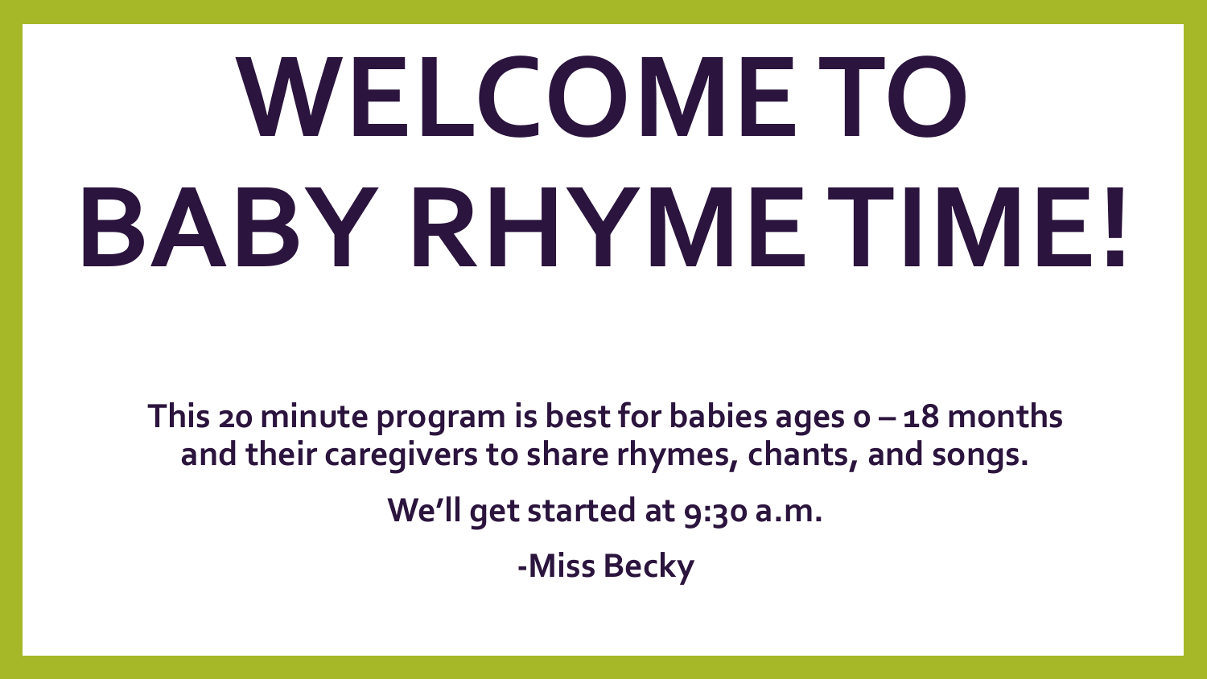# WELCOME TO BABY RHYME TIME!

**This 20 minute program is best for babies ages 0 – 18 months and their caregivers to share rhymes, chants, and songs.**

**We'll get started at 9:30 a.m.**

**-Miss Becky**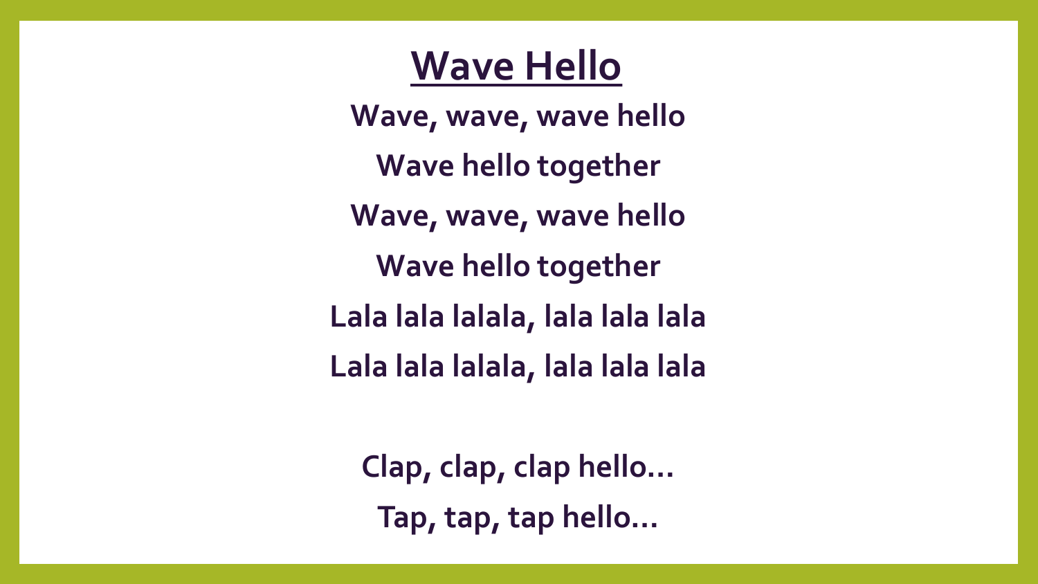# Wave Hello

Wave, wave, wave hello

Wave hello together

Wave, wave, wave hello

Wave hello together

Lala lala lalala, lala lala lala

Lala lala lalala, lala lala lala

Clap, clap, clap hello…

Tap, tap, tap hello…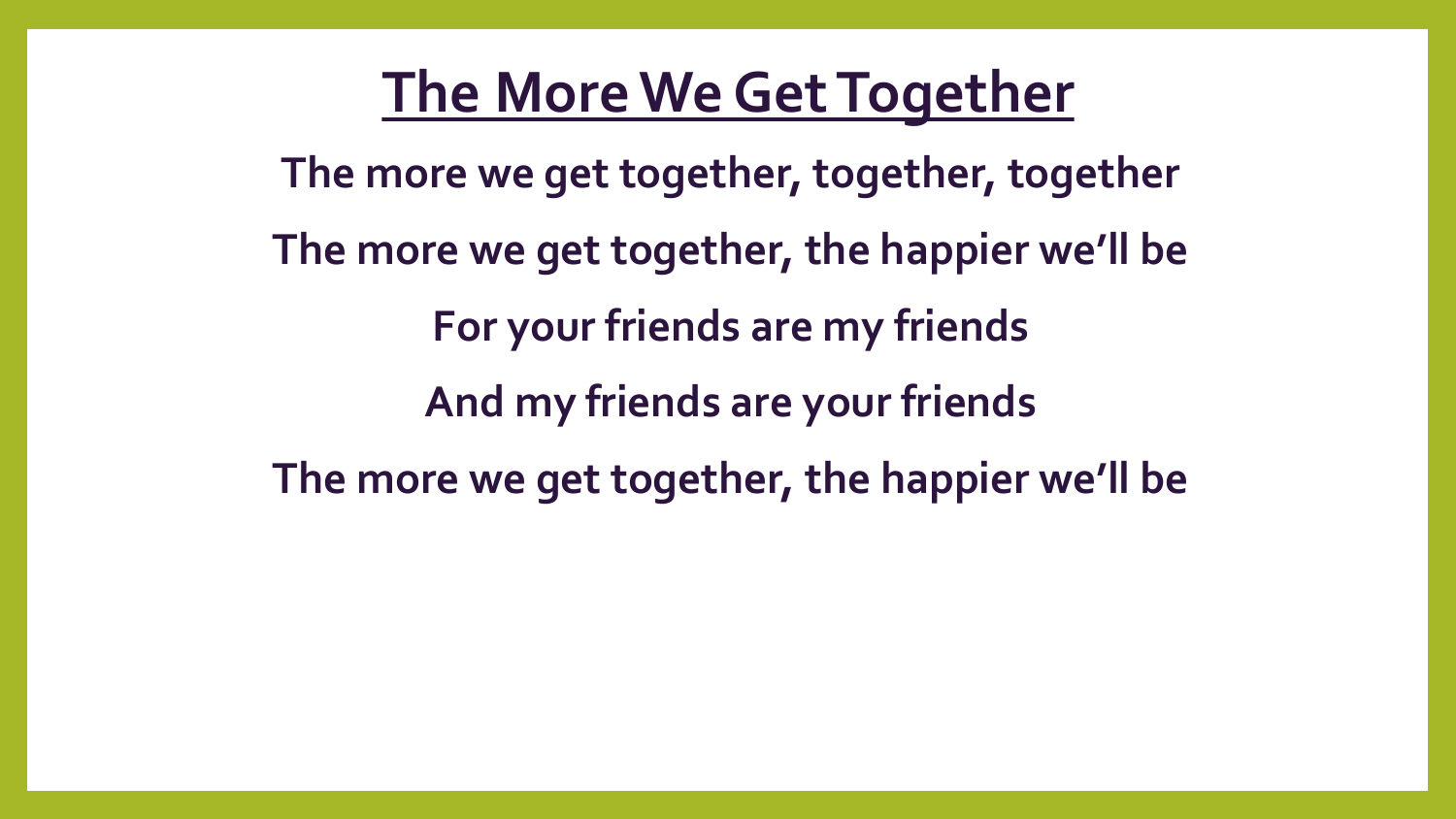# The More We Get Together

**The more we get together, together, together**

**The more we get together, the happier we'll be**

**For your friends are my friends**

**And my friends are your friends**

**The more we get together, the happier we'll be**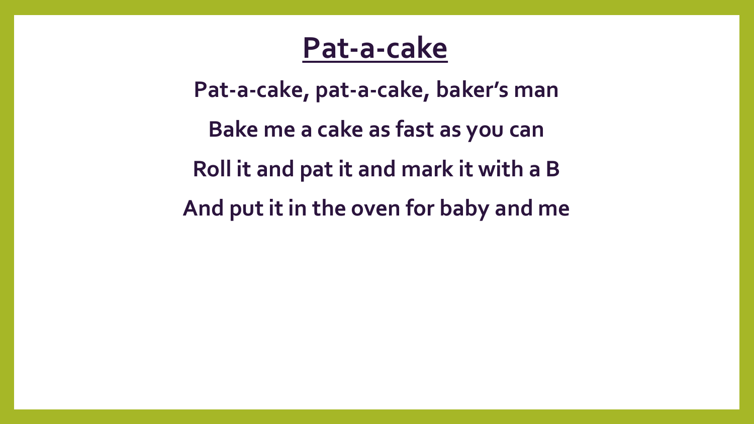# Pat-a-cake

**Pat-a-cake, pat-a-cake, baker's man**

**Bake me a cake as fast as you can**

**Roll it and pat it and mark it with a B**

**And put it in the oven for baby and me**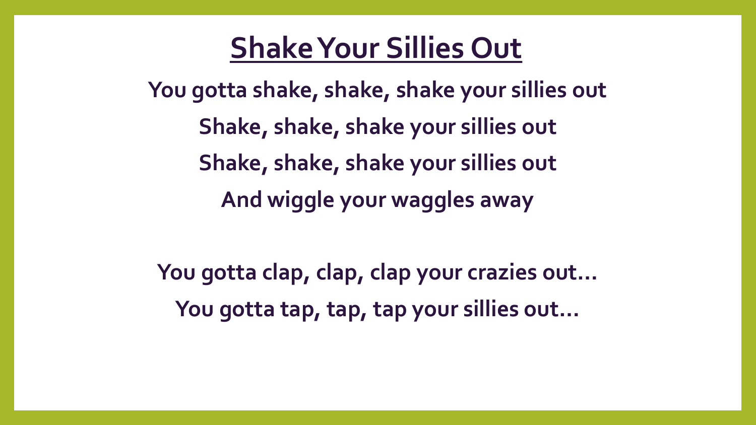# Shake Your Sillies Out

**You gotta shake, shake, shake your sillies out**

**Shake, shake, shake your sillies out**

**Shake, shake, shake your sillies out**

**And wiggle your waggles away**

**You gotta clap, clap, clap your crazies out…**

**You gotta tap, tap, tap your sillies out…**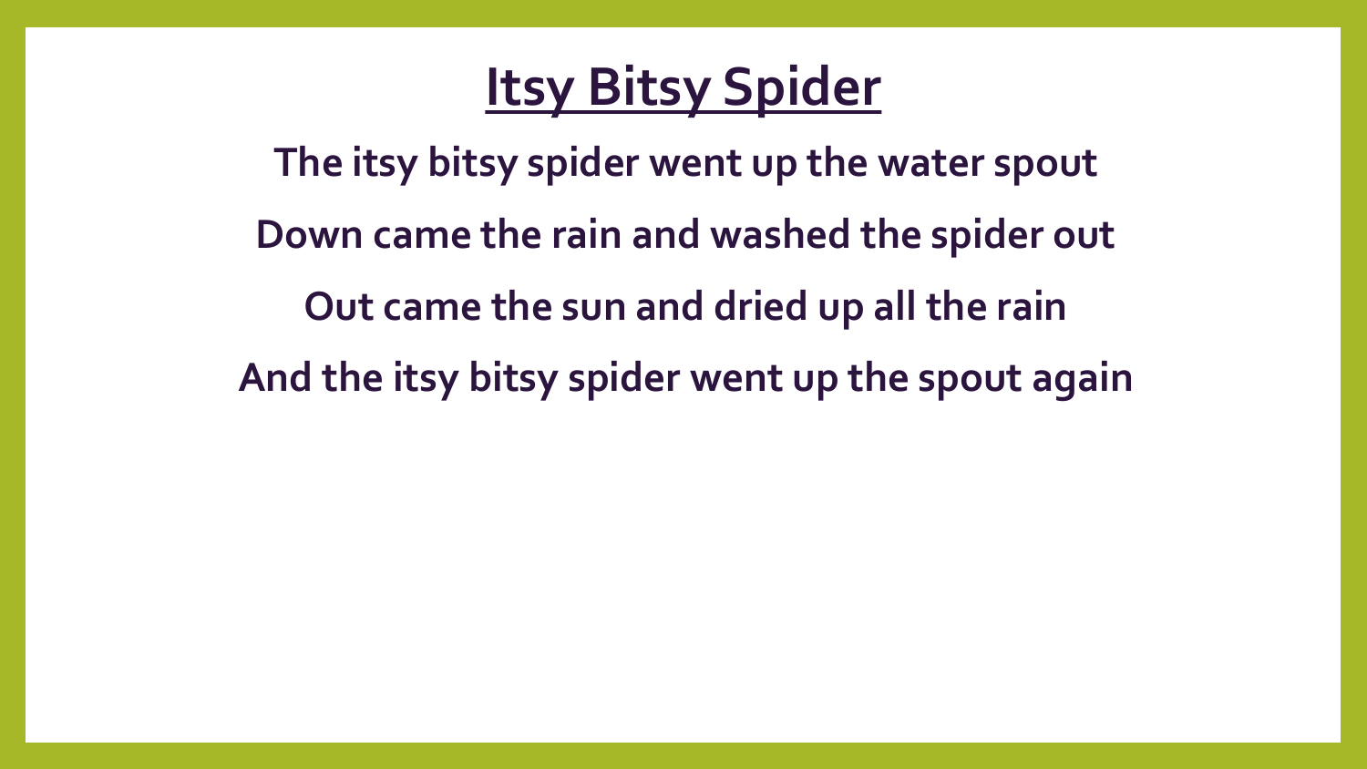# Itsy Bitsy Spider

**The itsy bitsy spider went up the water spout**

**Down came the rain and washed the spider out**

**Out came the sun and dried up all the rain**

**And the itsy bitsy spider went up the spout again**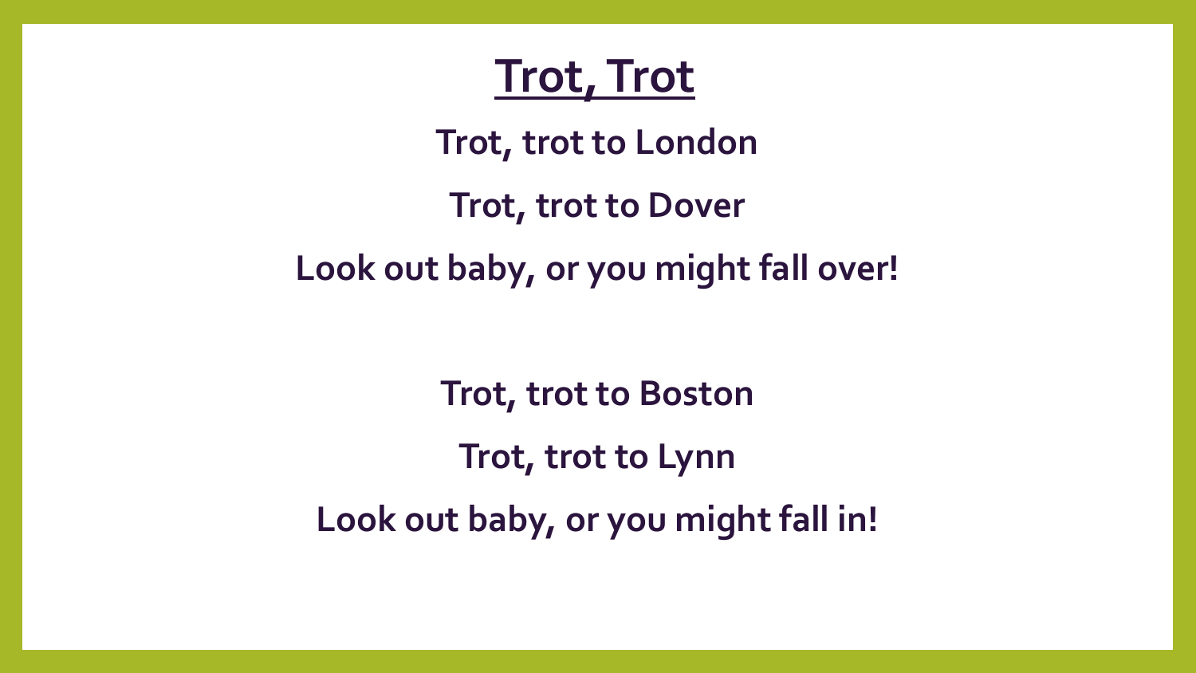# Trot, Trot

**Trot, trot to London**

**Trot, trot to Dover**

**Look out baby, or you might fall over!**

**Trot, trot to Boston**

**Trot, trot to Lynn**

**Look out baby, or you might fall in!**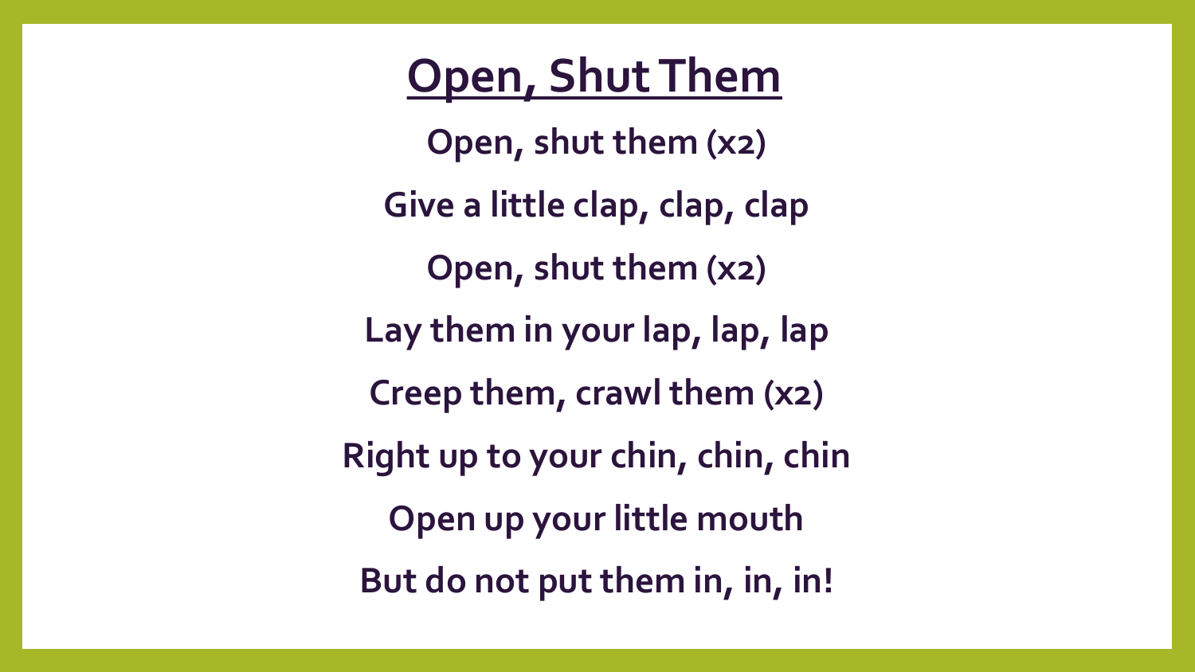# Open, Shut Them

**Open, shut them (x2)**

**Give a little clap, clap, clap**

**Open, shut them (x2)**

**Lay them in your lap, lap, lap**

**Creep them, crawl them (x2)**

**Right up to your chin, chin, chin**

**Open up your little mouth**

**But do not put them in, in, in!**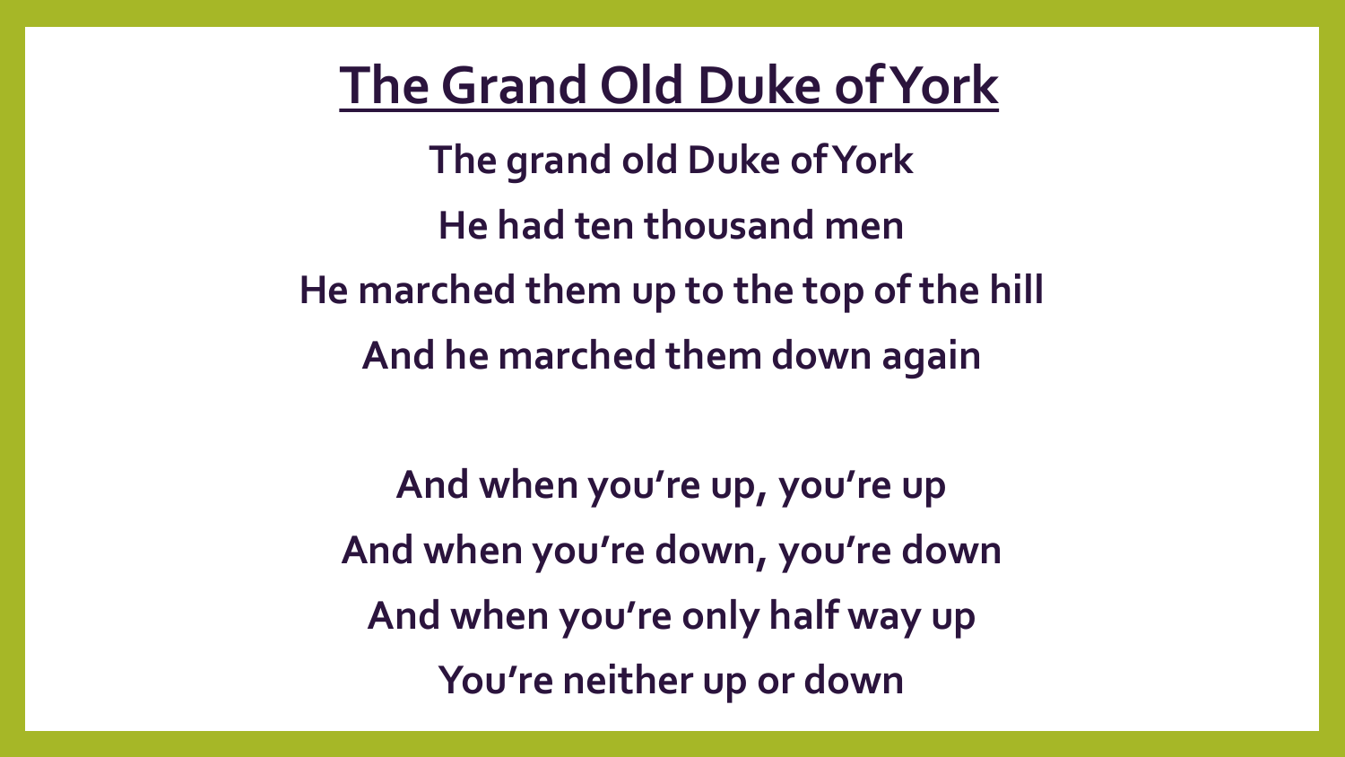# The Grand Old Duke of York

**The grand old Duke of York**

**He had ten thousand men**

**He marched them up to the top of the hill**

**And he marched them down again**

**And when you're up, you're up**

**And when you're down, you're down**

**And when you're only half way up**

**You're neither up or down**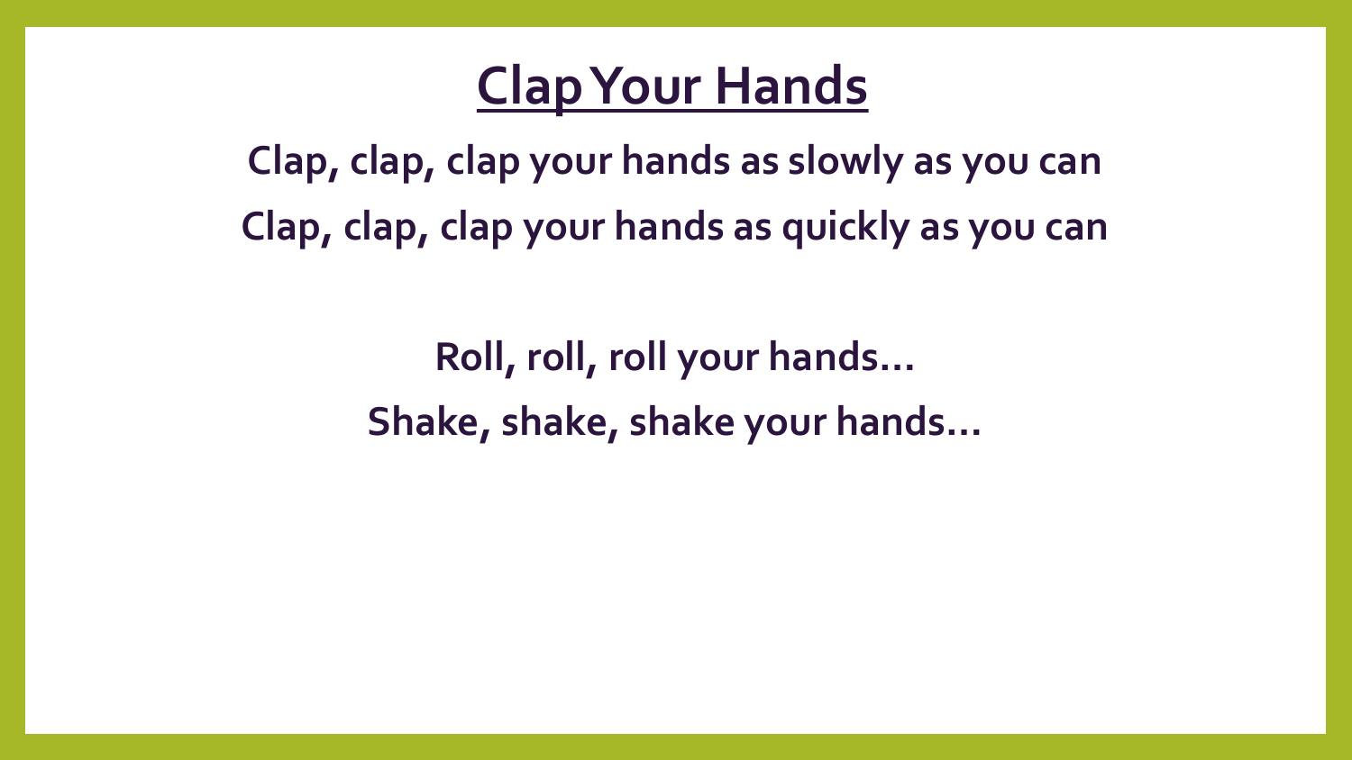# Clap Your Hands

**Clap, clap, clap your hands as slowly as you can**

**Clap, clap, clap your hands as quickly as you can**

**Roll, roll, roll your hands…**

**Shake, shake, shake your hands…**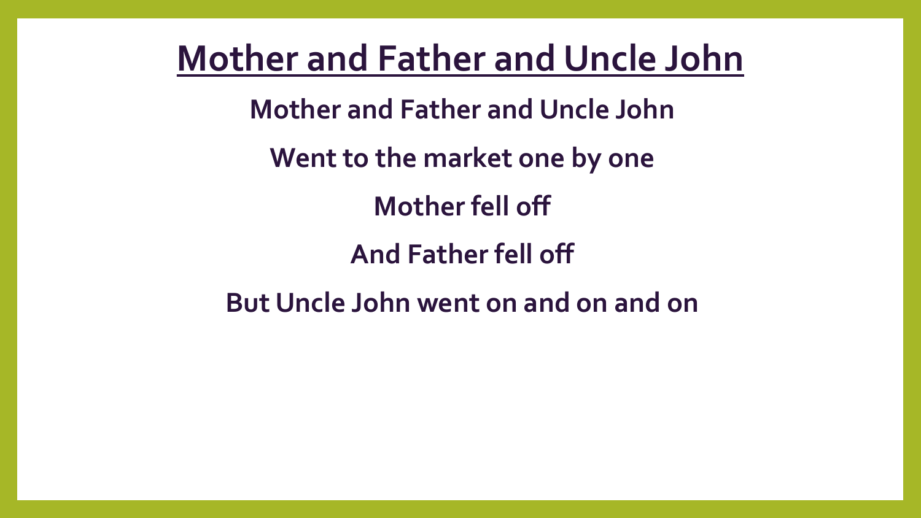# Mother and Father and Uncle John

**Mother and Father and Uncle John**

**Went to the market one by one**

**Mother fell off**

**And Father fell off**

**But Uncle John went on and on and on**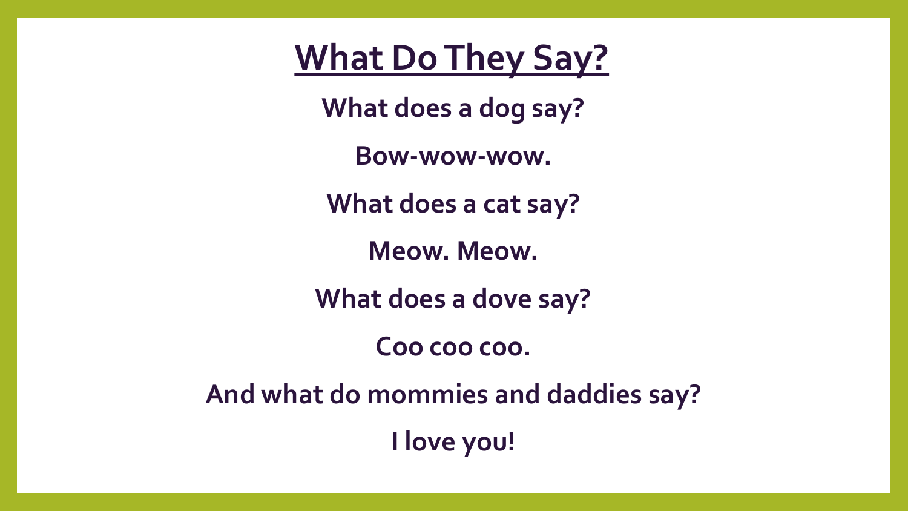# What Do They Say?

**What does a dog say?**

**Bow-wow-wow.**

**What does a cat say?**

**Meow. Meow.**

**What does a dove say?**

**Coo coo coo.**

**And what do mommies and daddies say?**

**I love you!**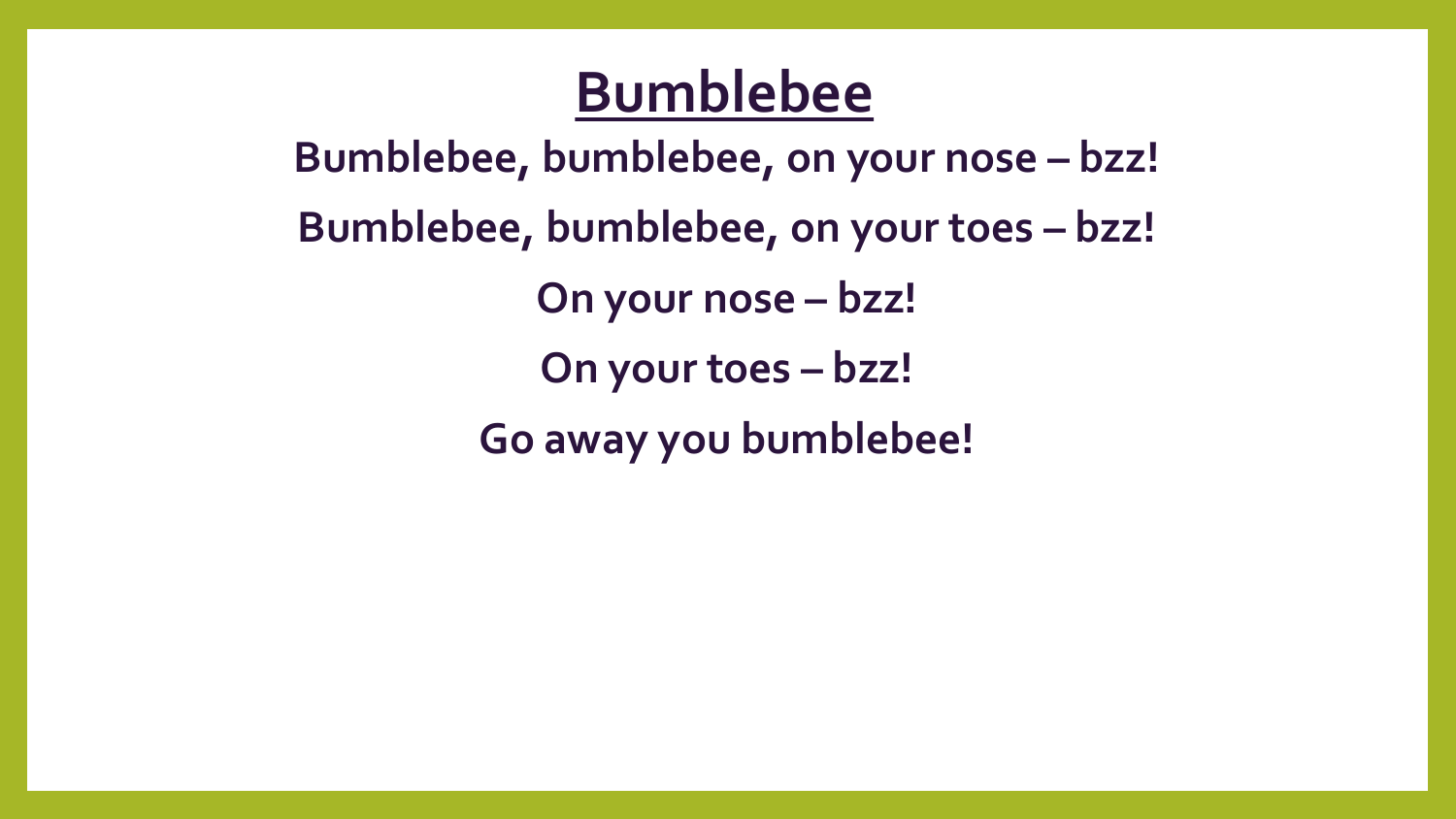# Bumblebee

**Bumblebee, bumblebee, on your nose – bzz!**

**Bumblebee, bumblebee, on your toes – bzz!**

**On your nose – bzz!**

**On your toes – bzz!**

**Go away you bumblebee!**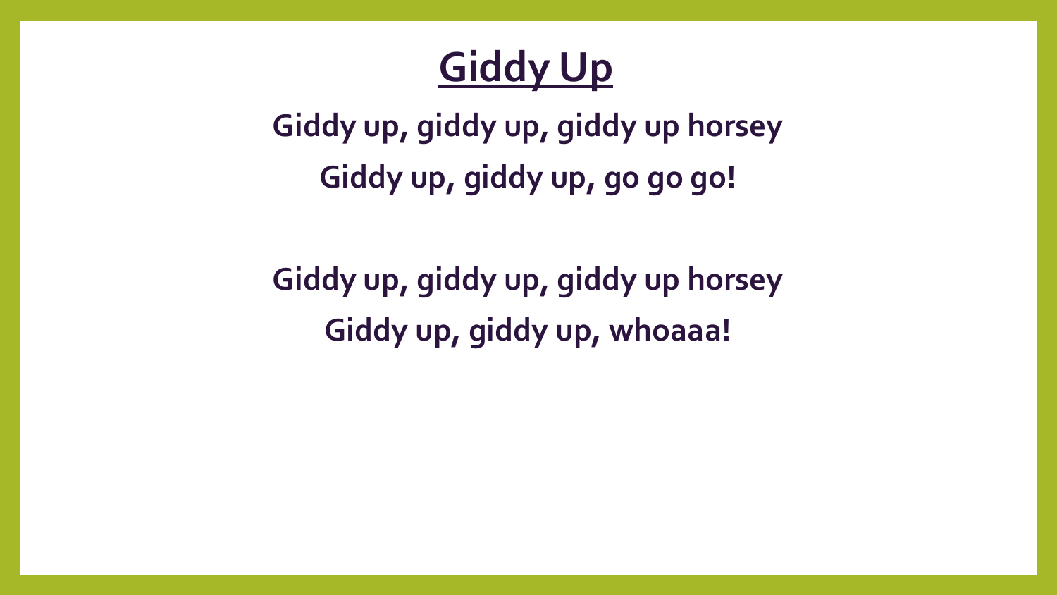# Giddy Up

**Giddy up, giddy up, giddy up horsey**
**Giddy up, giddy up, go go go!**

**Giddy up, giddy up, giddy up horsey**
**Giddy up, giddy up, whoaaa!**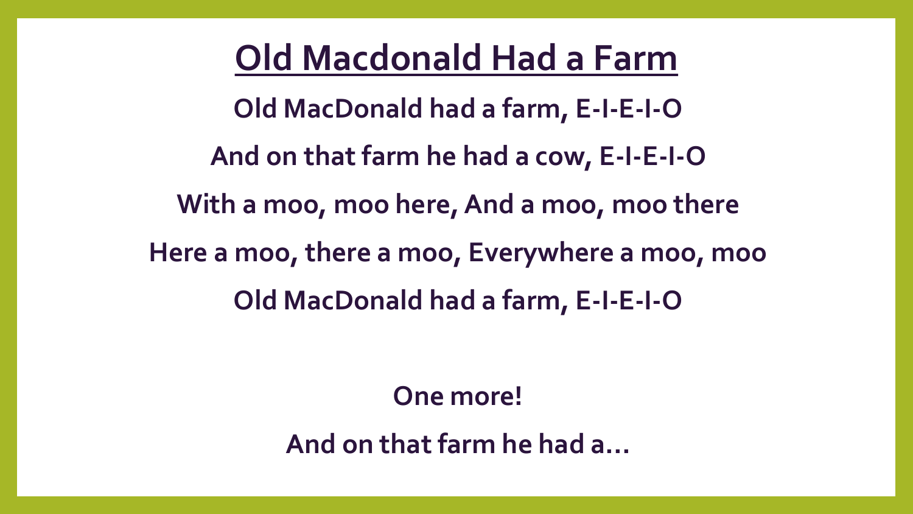# Old Macdonald Had a Farm

**Old MacDonald had a farm, E-I-E-I-O**

**And on that farm he had a cow, E-I-E-I-O**

**With a moo, moo here, And a moo, moo there**

**Here a moo, there a moo, Everywhere a moo, moo**

**Old MacDonald had a farm, E-I-E-I-O**

**One more!**

**And on that farm he had a…**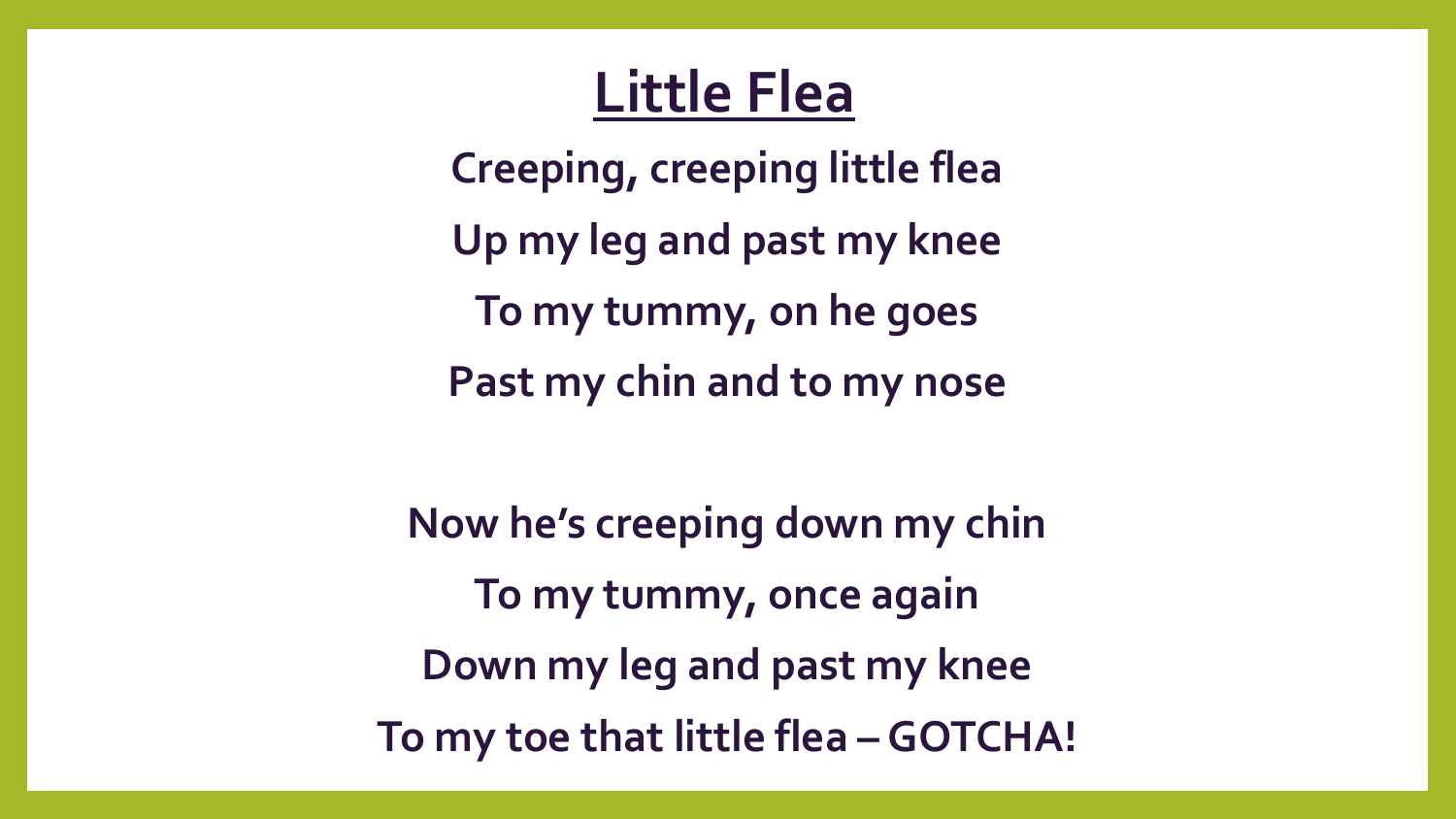# Little Flea

**Creeping, creeping little flea**

**Up my leg and past my knee**

**To my tummy, on he goes**

**Past my chin and to my nose**

**Now he's creeping down my chin**

**To my tummy, once again**

**Down my leg and past my knee**

**To my toe that little flea – GOTCHA!**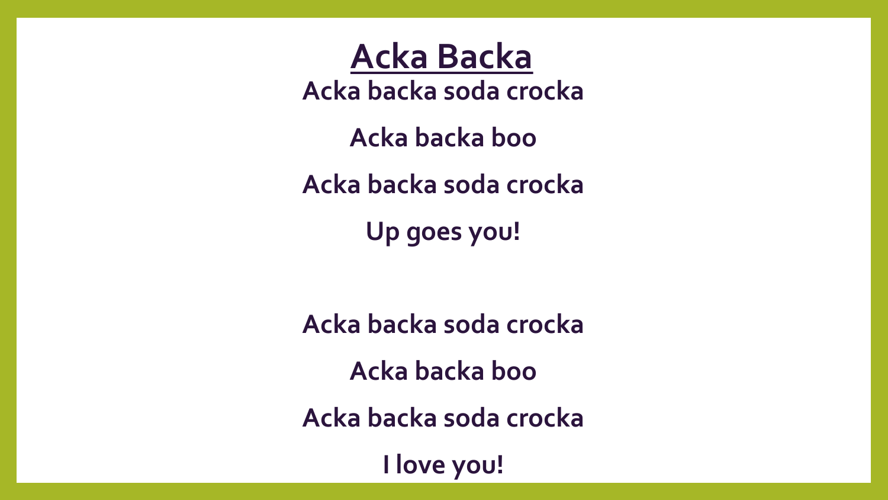# Acka Backa

**Acka backa soda crocka**

**Acka backa boo**

**Acka backa soda crocka**

**Up goes you!**

**Acka backa soda crocka**

**Acka backa boo**

**Acka backa soda crocka**

**I love you!**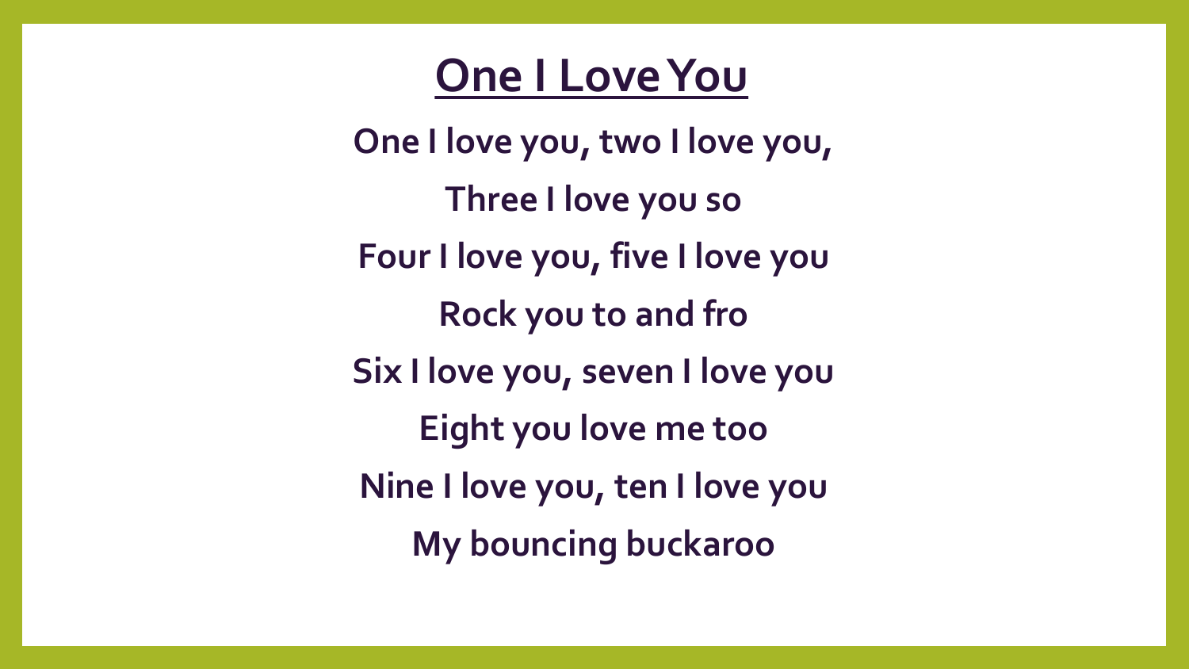# One I Love You

One I love you, two I love you,

Three I love you so

Four I love you, five I love you

Rock you to and fro

Six I love you, seven I love you

Eight you love me too

Nine I love you, ten I love you

My bouncing buckaroo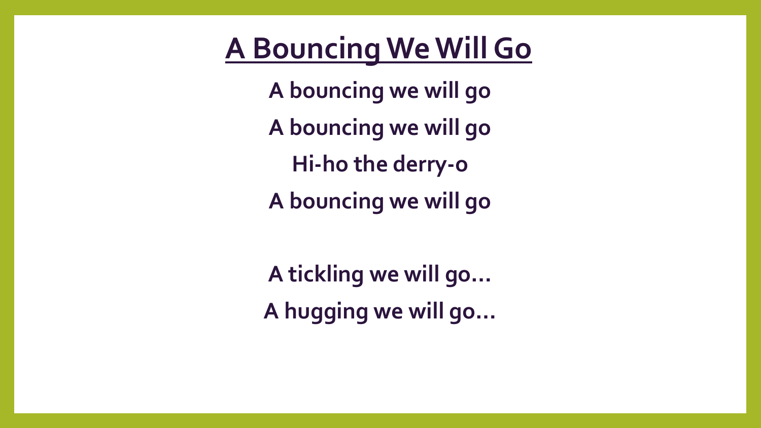# A Bouncing We Will Go

**A bouncing we will go**

**A bouncing we will go**

**Hi-ho the derry-o**

**A bouncing we will go**

**A tickling we will go…**

**A hugging we will go…**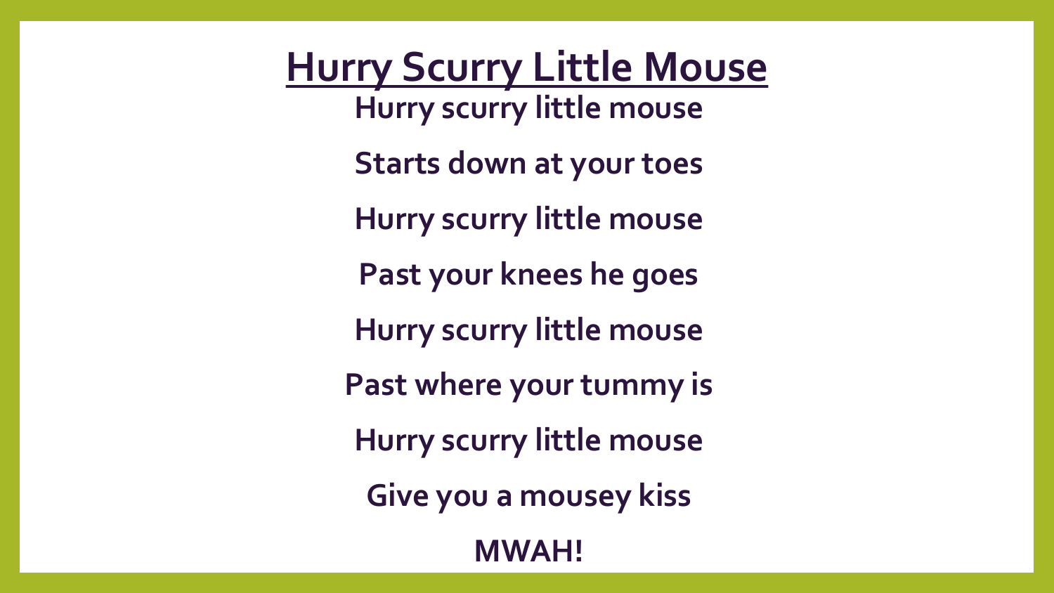# Hurry Scurry Little Mouse

**Hurry scurry little mouse**

**Starts down at your toes**

**Hurry scurry little mouse**

**Past your knees he goes**

**Hurry scurry little mouse**

**Past where your tummy is**

**Hurry scurry little mouse**

**Give you a mousey kiss**

**MWAH!**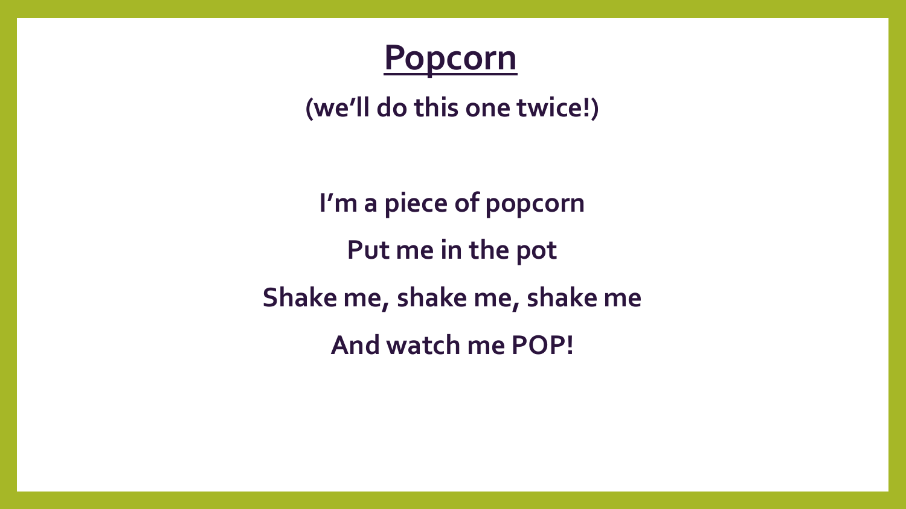# Popcorn

**(we'll do this one twice!)**

**I'm a piece of popcorn**

**Put me in the pot**

**Shake me, shake me, shake me**

**And watch me POP!**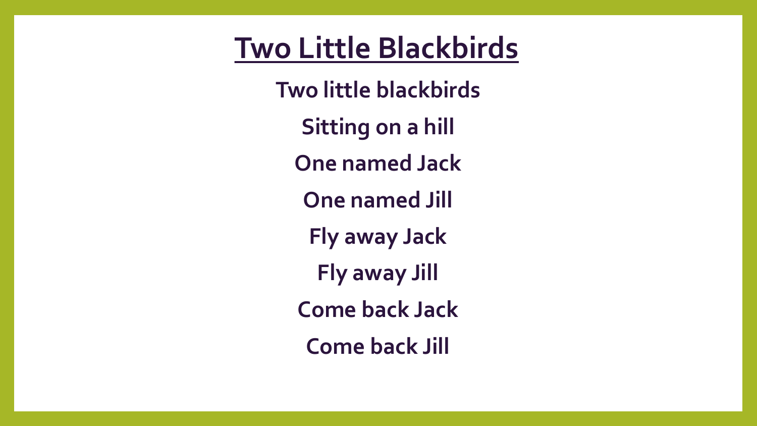# Two Little Blackbirds

**Two little blackbirds**

**Sitting on a hill**

**One named Jack**

**One named Jill**

**Fly away Jack**

**Fly away Jill**

**Come back Jack**

**Come back Jill**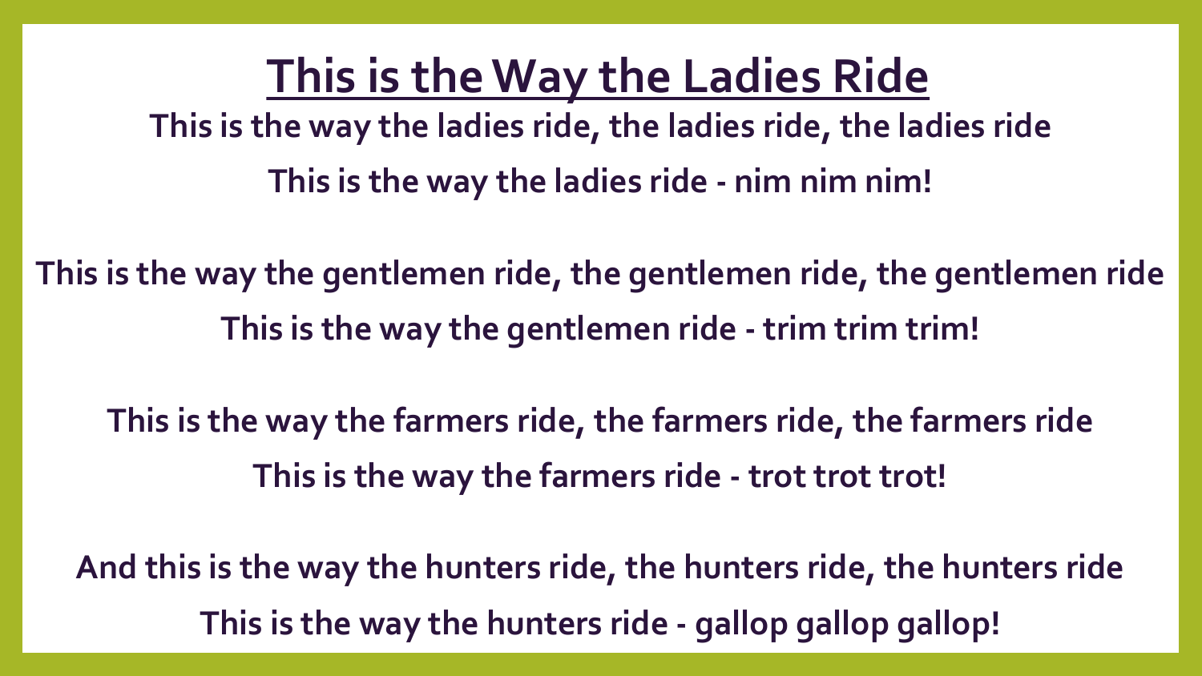# This is the Way the Ladies Ride

**This is the way the ladies ride, the ladies ride, the ladies ride**

**This is the way the ladies ride - nim nim nim!**

**This is the way the gentlemen ride, the gentlemen ride, the gentlemen ride**

**This is the way the gentlemen ride - trim trim trim!**

**This is the way the farmers ride, the farmers ride, the farmers ride**

**This is the way the farmers ride - trot trot trot!**

**And this is the way the hunters ride, the hunters ride, the hunters ride**

**This is the way the hunters ride - gallop gallop gallop!**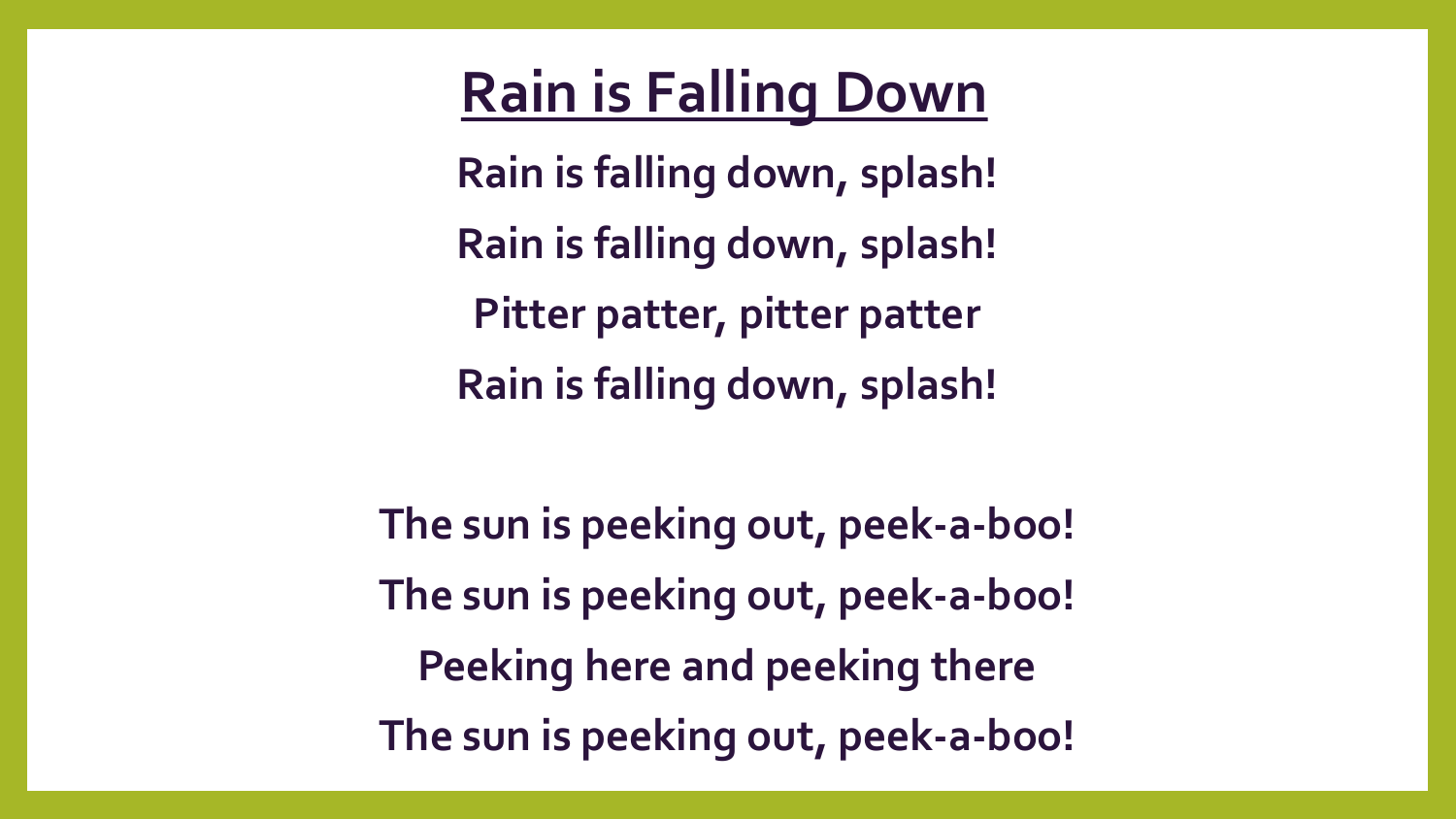# Rain is Falling Down

**Rain is falling down, splash!**

**Rain is falling down, splash!**

**Pitter patter, pitter patter**

**Rain is falling down, splash!**

**The sun is peeking out, peek-a-boo!**

**The sun is peeking out, peek-a-boo!**

**Peeking here and peeking there**

**The sun is peeking out, peek-a-boo!**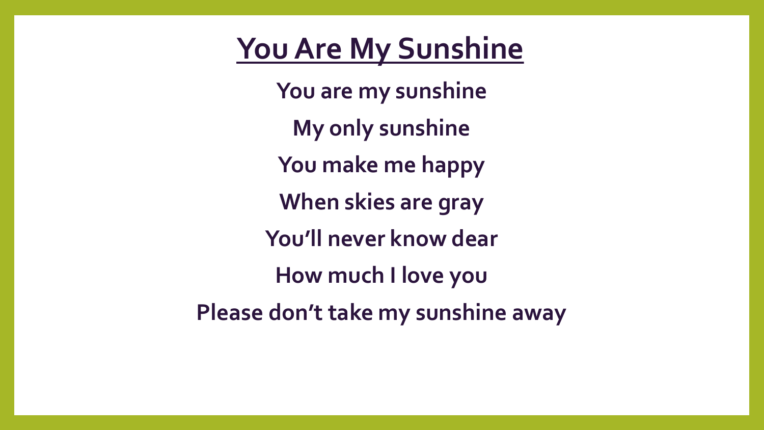# You Are My Sunshine

You are my sunshine

My only sunshine

You make me happy

When skies are gray

You'll never know dear

How much I love you

Please don't take my sunshine away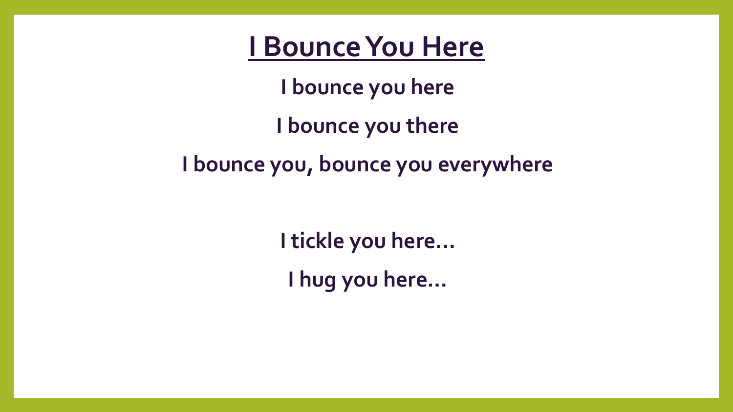# I Bounce You Here

**I bounce you here**

**I bounce you there**

**I bounce you, bounce you everywhere**

**I tickle you here…**

**I hug you here…**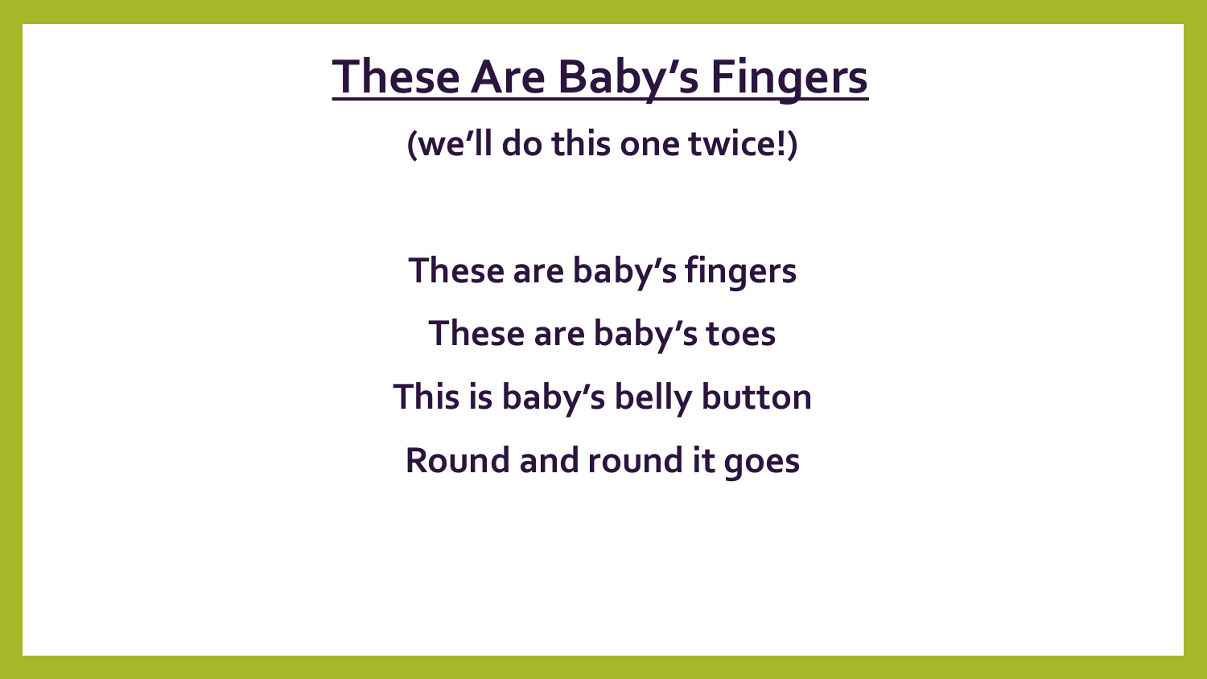# These Are Baby's Fingers

**(we'll do this one twice!)**

**These are baby's fingers**

**These are baby's toes**

**This is baby's belly button**

**Round and round it goes**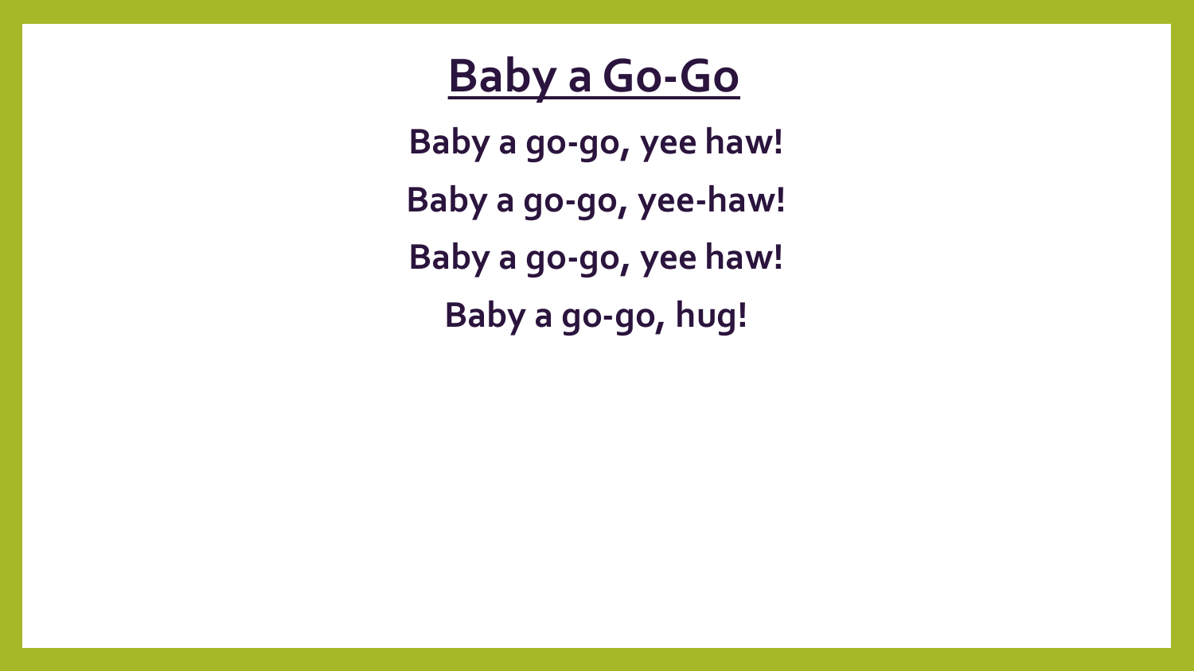# Baby a Go-Go

**Baby a go-go, yee haw!**

**Baby a go-go, yee-haw!**

**Baby a go-go, yee haw!**

**Baby a go-go, hug!**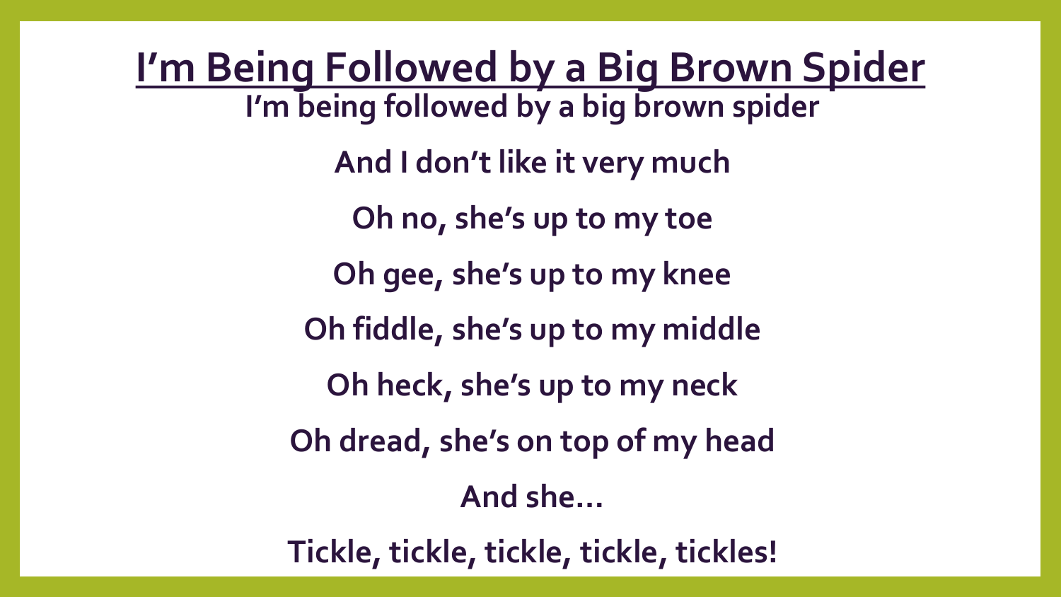# I'm Being Followed by a Big Brown Spider

**I'm being followed by a big brown spider**

**And I don't like it very much**

**Oh no, she's up to my toe**

**Oh gee, she's up to my knee**

**Oh fiddle, she's up to my middle**

**Oh heck, she's up to my neck**

**Oh dread, she's on top of my head**

**And she…**

**Tickle, tickle, tickle, tickle, tickles!**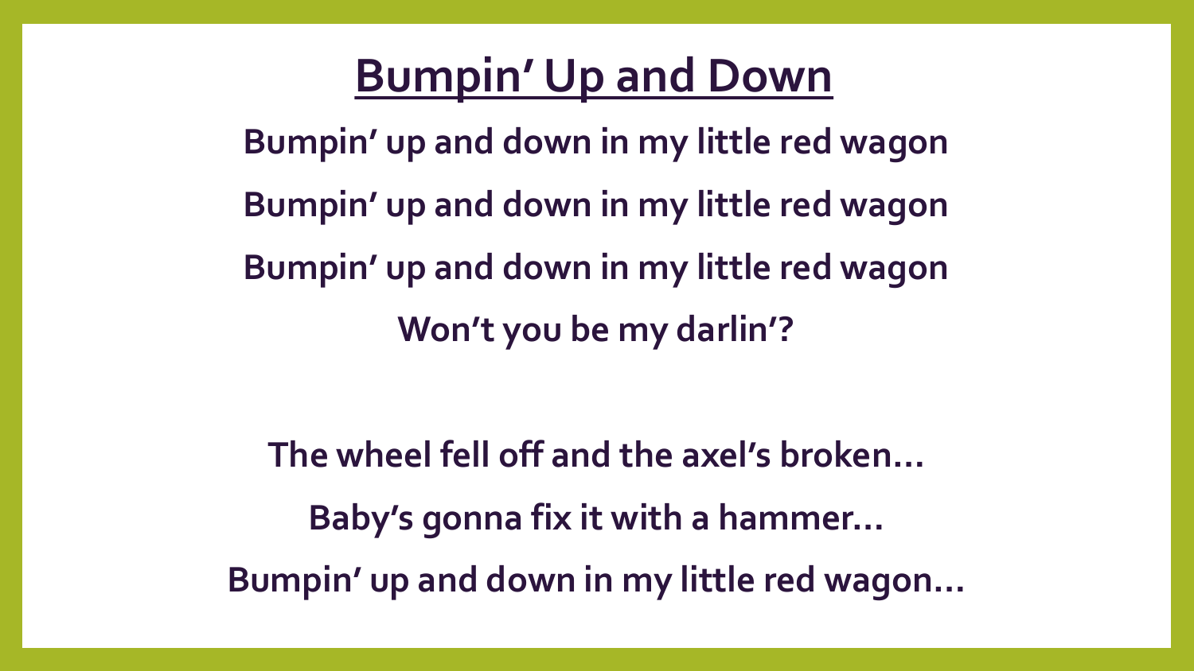# Bumpin' Up and Down

**Bumpin' up and down in my little red wagon**

**Bumpin' up and down in my little red wagon**

**Bumpin' up and down in my little red wagon**

**Won't you be my darlin'?**

**The wheel fell off and the axel's broken…**

**Baby's gonna fix it with a hammer…**

**Bumpin' up and down in my little red wagon…**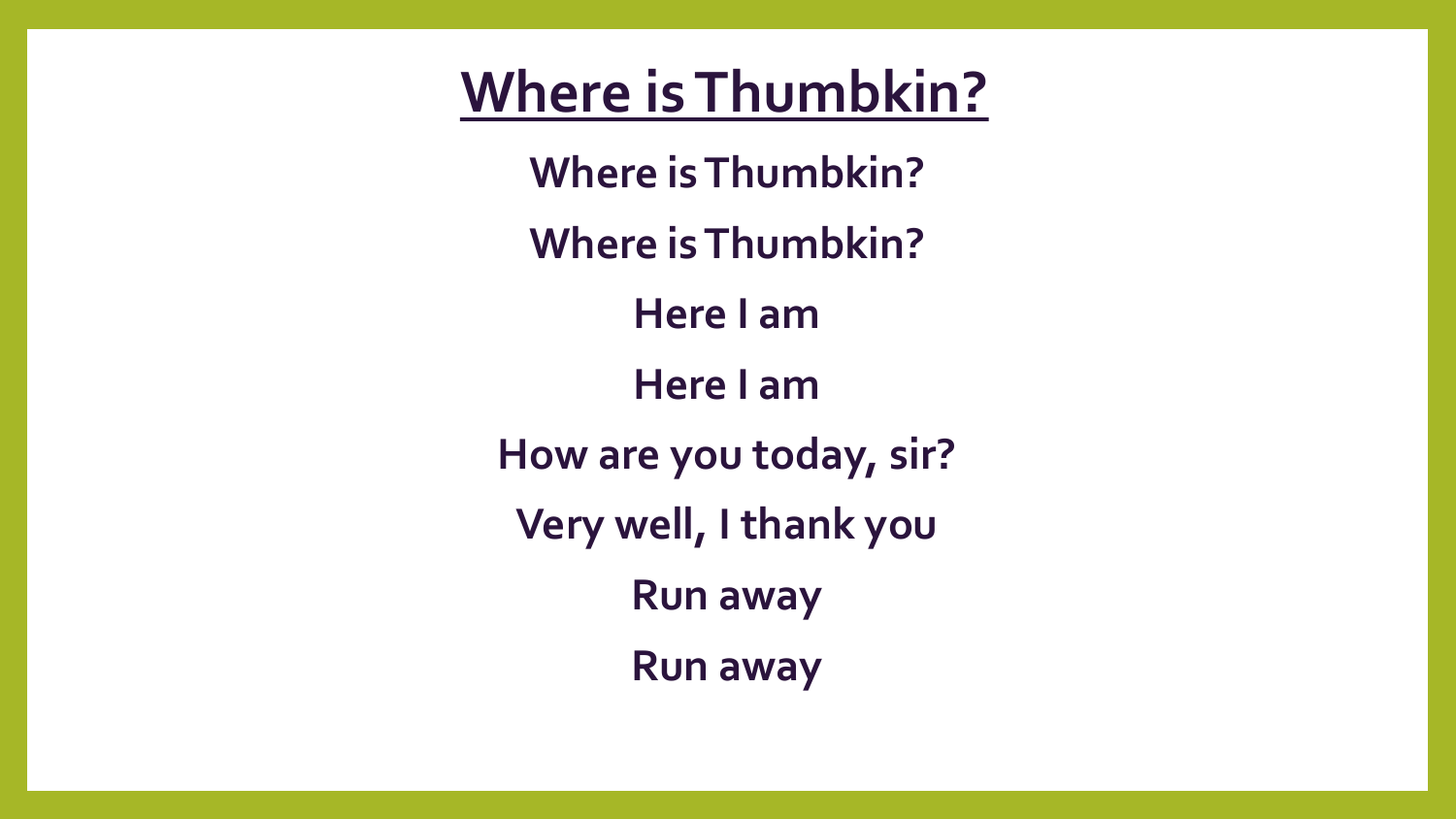# Where is Thumbkin?

**Where is Thumbkin?**

**Where is Thumbkin?**

**Here I am**

**Here I am**

**How are you today, sir?**

**Very well, I thank you**

**Run away**

**Run away**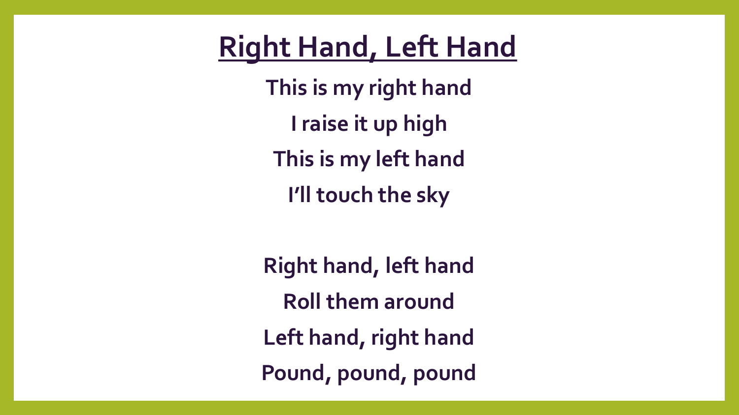# Right Hand, Left Hand

**This is my right hand**

**I raise it up high**

**This is my left hand**

**I'll touch the sky**

**Right hand, left hand**

**Roll them around**

**Left hand, right hand**

**Pound, pound, pound**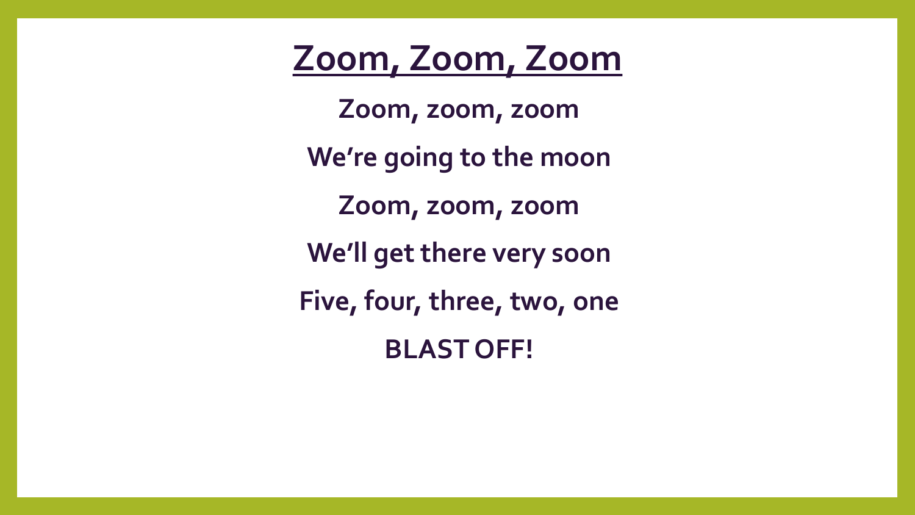# Zoom, Zoom, Zoom

**Zoom, zoom, zoom**

**We're going to the moon**

**Zoom, zoom, zoom**

**We'll get there very soon**

**Five, four, three, two, one**

**BLAST OFF!**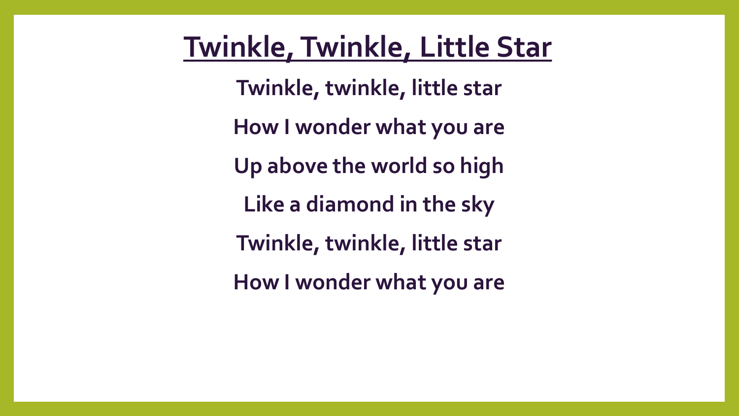# Twinkle, Twinkle, Little Star

**Twinkle, twinkle, little star**

**How I wonder what you are**

**Up above the world so high**

**Like a diamond in the sky**

**Twinkle, twinkle, little star**

**How I wonder what you are**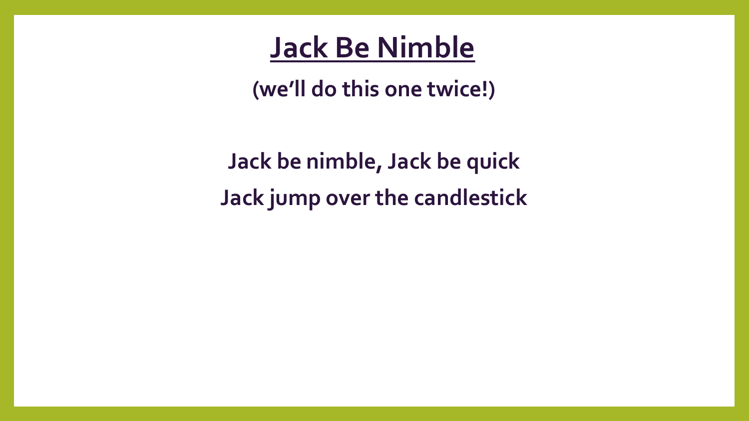# Jack Be Nimble

**(we'll do this one twice!)**

**Jack be nimble, Jack be quick**
**Jack jump over the candlestick**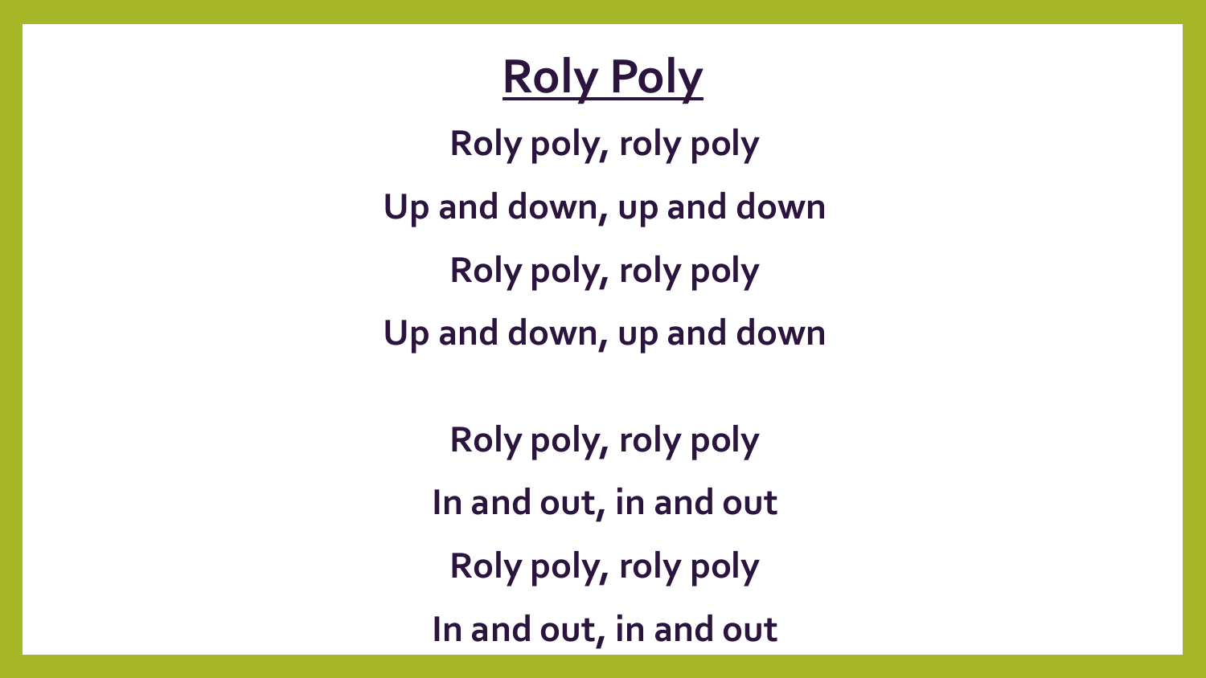# Roly Poly

**Roly poly, roly poly**

**Up and down, up and down**

**Roly poly, roly poly**

**Up and down, up and down**

**Roly poly, roly poly**

**In and out, in and out**

**Roly poly, roly poly**

**In and out, in and out**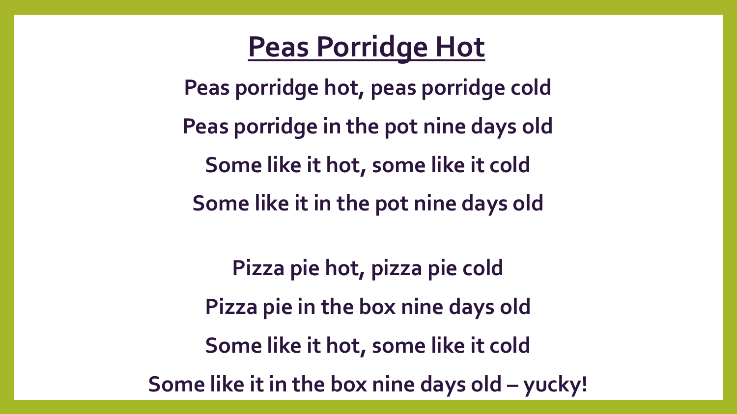# Peas Porridge Hot

**Peas porridge hot, peas porridge cold**

**Peas porridge in the pot nine days old**

**Some like it hot, some like it cold**

**Some like it in the pot nine days old**

**Pizza pie hot, pizza pie cold**

**Pizza pie in the box nine days old**

**Some like it hot, some like it cold**

**Some like it in the box nine days old – yucky!**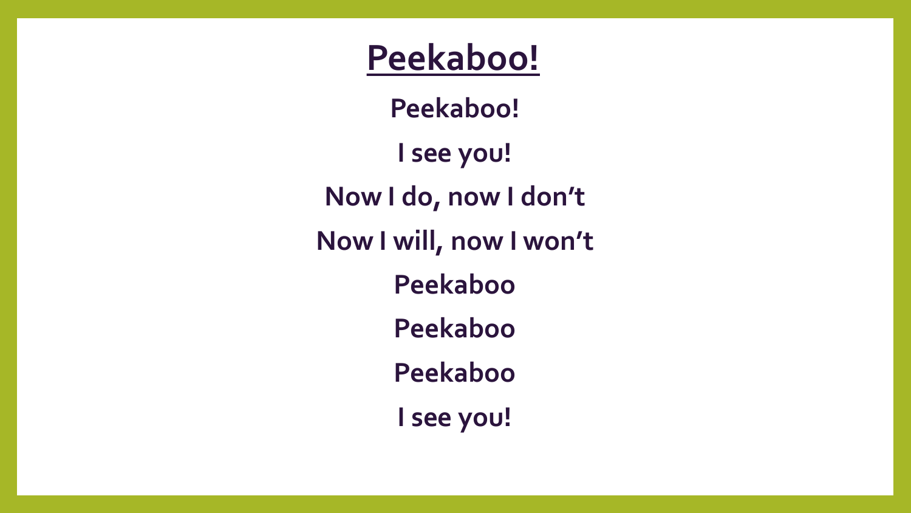# Peekaboo!

**Peekaboo!**

**I see you!**

**Now I do, now I don't**

**Now I will, now I won't**

**Peekaboo**

**Peekaboo**

**Peekaboo**

**I see you!**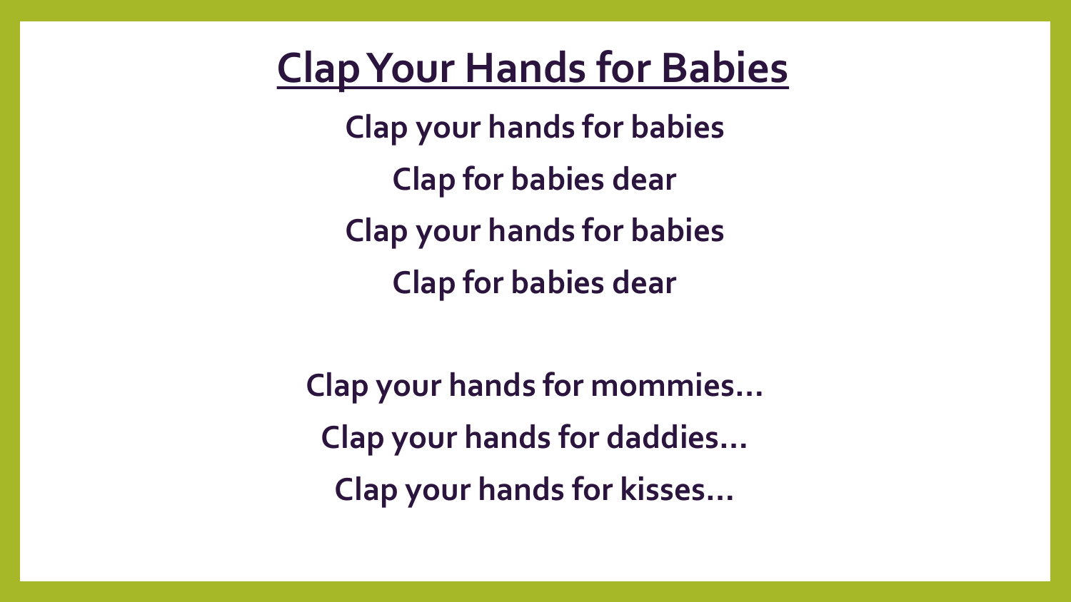# Clap Your Hands for Babies

**Clap your hands for babies**

**Clap for babies dear**

**Clap your hands for babies**

**Clap for babies dear**

**Clap your hands for mommies…**

**Clap your hands for daddies…**

**Clap your hands for kisses…**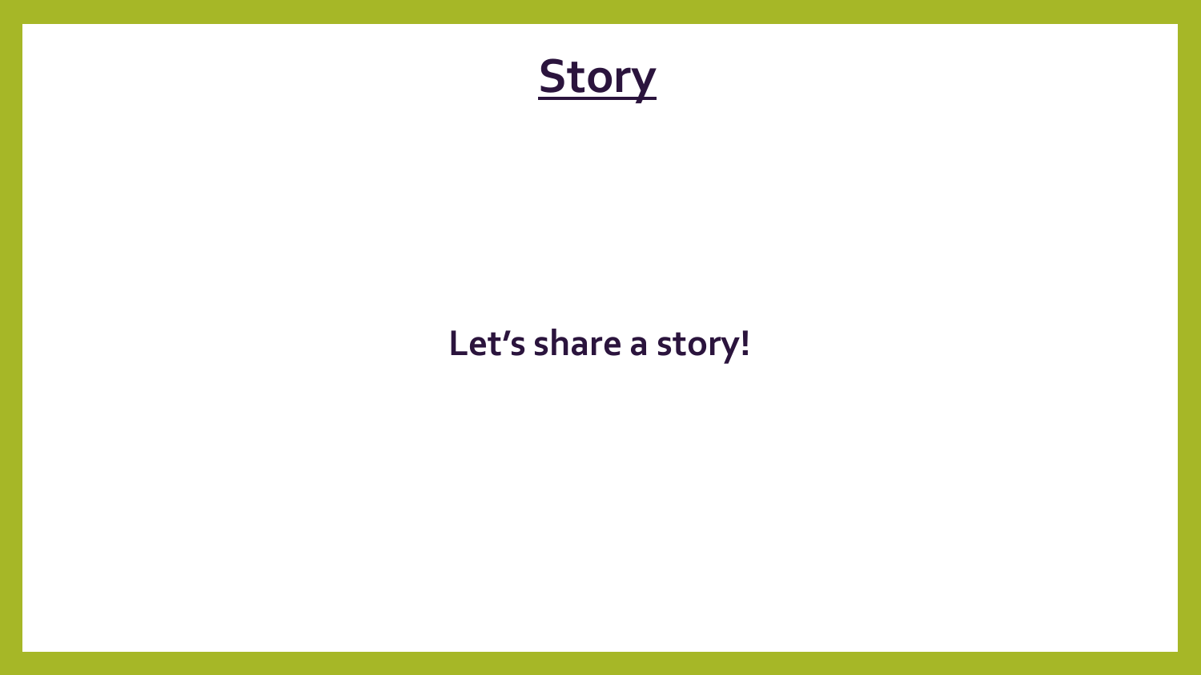# Story

**Let's share a story!**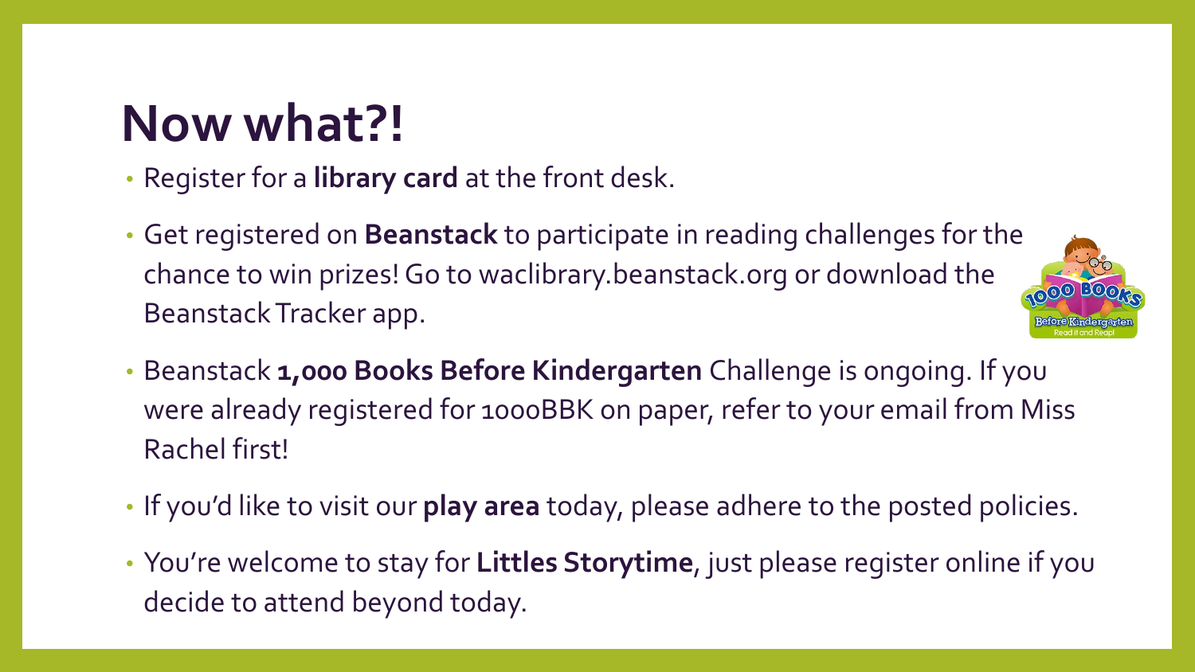# Now what?!

- Register for a **library card** at the front desk.
- Get registered on **Beanstack** to participate in reading challenges for the chance to win prizes! Go to waclibrary.beanstack.org or download the Beanstack Tracker app.
- Beanstack **1,000 Books Before Kindergarten** Challenge is ongoing. If you were already registered for 1000BBK on paper, refer to your email from Miss Rachel first!
- If you'd like to visit our **play area** today, please adhere to the posted policies.
- You're welcome to stay for **Littles Storytime**, just please register online if you decide to attend beyond today.